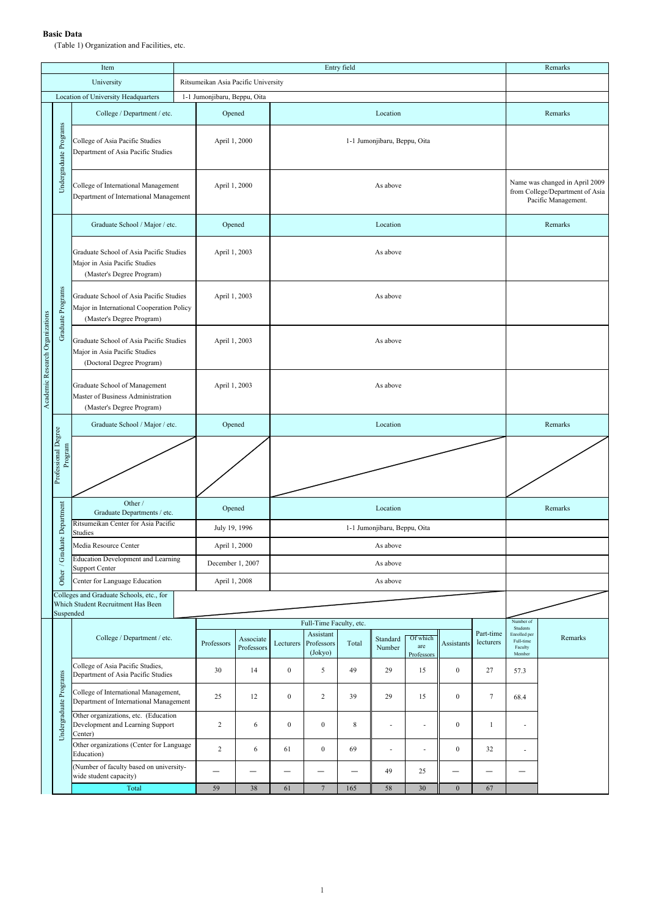**Basic Data**

(Table 1) Organization and Facilities, etc.

| Item | Entry field | Remarks |
|---|---|---|
| University | Ritsumeikan Asia Pacific University | |
| Location of University Headquarters | 1-1 Jumonjibaru, Beppu, Oita | |

| Academic Research Organizations | | College / Department / etc. | Opened | Location | Remarks |
|---|---|---|---|---|---|
| | Undergraduate Programs | College of Asia Pacific Studies Department of Asia Pacific Studies | April 1, 2000 | 1-1 Jumonjibaru, Beppu, Oita | |
| | | College of International Management Department of International Management | April 1, 2000 | As above | Name was changed in April 2009 from College/Department of Asia Pacific Management. |
| | | **Graduate School / Major / etc.** | **Opened** | **Location** | **Remarks** |
| | Graduate Programs | Graduate School of Asia Pacific Studies Major in Asia Pacific Studies (Master's Degree Program) | April 1, 2003 | As above | |
| | | Graduate School of Asia Pacific Studies Major in International Cooperation Policy (Master's Degree Program) | April 1, 2003 | As above | |
| | | Graduate School of Asia Pacific Studies Major in Asia Pacific Studies (Doctoral Degree Program) | April 1, 2003 | As above | |
| | | Graduate School of Management Master of Business Administration (Master's Degree Program) | April 1, 2003 | As above | |
| | | **Graduate School / Major / etc.** | **Opened** | **Location** | **Remarks** |
| | Professional Degree Program | | | | |
| | | **Other / Graduate Departments / etc.** | **Opened** | **Location** | **Remarks** |
| | Other / Graduate Department | Ritsumeikan Center for Asia Pacific Studies | July 19, 1996 | 1-1 Jumonjibaru, Beppu, Oita | |
| | | Media Resource Center | April 1, 2000 | As above | |
| | | Education Development and Learning Support Center | December 1, 2007 | As above | |
| | | Center for Language Education | April 1, 2008 | As above | |
| | Colleges and Graduate Schools, etc., for Which Student Recruitment Has Been Suspended | | | | |

| | College / Department / etc. | Full-Time Faculty, etc. | | | | | | | | Part-time lecturers | Number of Students Enrolled per Full-time Faculty Member | Remarks |
|---|---|---|---|---|---|---|---|---|---|---|---|---|
| | | Professors | Associate Professors | Lecturers | Assistant Professors (Jokyo) | Total | Standard Number | Of which are Professors | Assistants | | | |
| Undergraduate Programs | College of Asia Pacific Studies, Department of Asia Pacific Studies | 30 | 14 | 0 | 5 | 49 | 29 | 15 | 0 | 27 | 57.3 | |
| | College of International Management, Department of International Management | 25 | 12 | 0 | 2 | 39 | 29 | 15 | 0 | 7 | 68.4 | |
| | Other organizations, etc. (Education Development and Learning Support Center) | 2 | 6 | 0 | 0 | 8 | - | - | 0 | 1 | - | |
| | Other organizations (Center for Language Education) | 2 | 6 | 61 | 0 | 69 | - | - | 0 | 32 | - | |
| | (Number of faculty based on university-wide student capacity) | — | — | — | — | — | 49 | 25 | — | — | — | |
| | Total | 59 | 38 | 61 | 7 | 165 | 58 | 30 | 0 | 67 | | |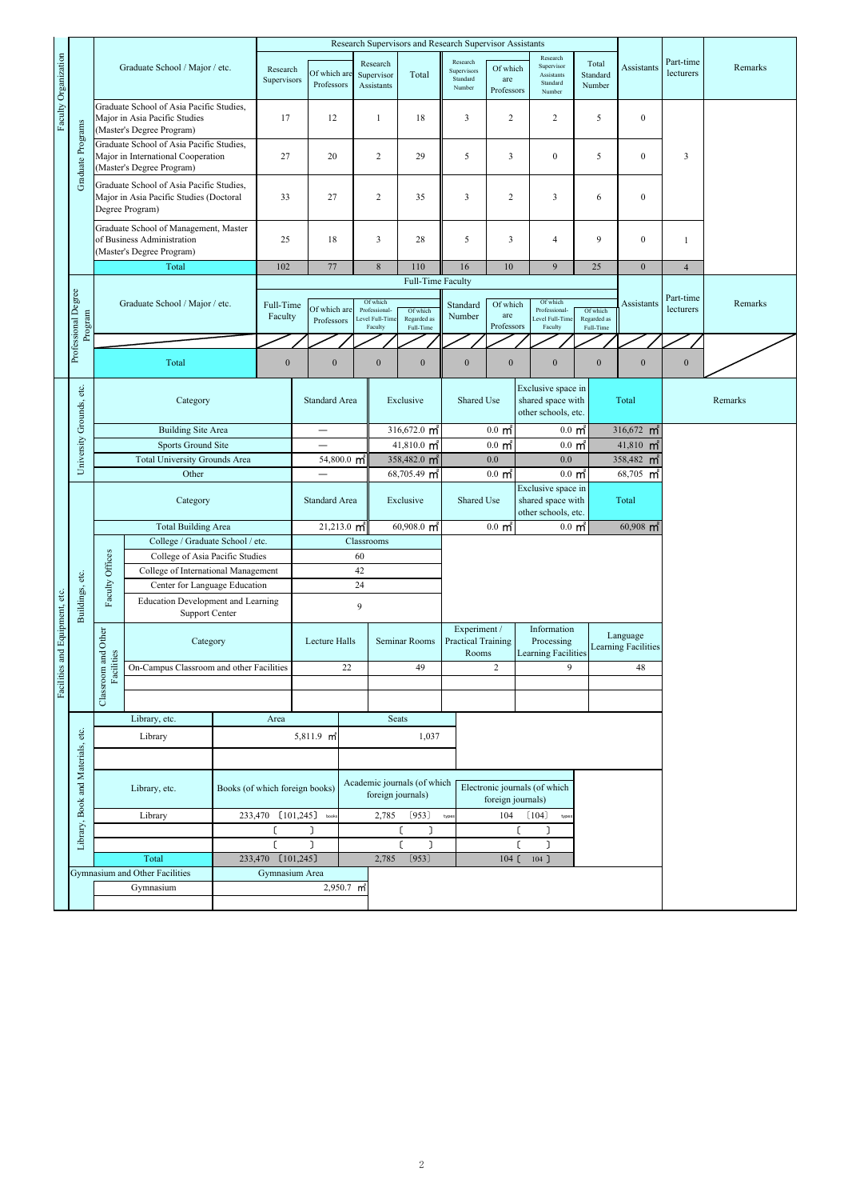## Faculty Organization

### Graduate Programs

| Graduate School / Major / etc. | Research Supervisors | Of which are Professors | Research Supervisor Assistants | Total | Research Supervisors Standard Number | Of which are Professors | Research Supervisor Assistants Standard Number | Total Standard Number | Assistants | Part-time lecturers | Remarks |
|---|---|---|---|---|---|---|---|---|---|---|---|
| Graduate School of Asia Pacific Studies, Major in Asia Pacific Studies (Master's Degree Program) | 17 | 12 | 1 | 18 | 3 | 2 | 2 | 5 | 0 | 3 | |
| Graduate School of Asia Pacific Studies, Major in International Cooperation (Master's Degree Program) | 27 | 20 | 2 | 29 | 5 | 3 | 0 | 5 | 0 | | |
| Graduate School of Asia Pacific Studies, Major in Asia Pacific Studies (Doctoral Degree Program) | 33 | 27 | 2 | 35 | 3 | 2 | 3 | 6 | 0 | | |
| Graduate School of Management, Master of Business Administration (Master's Degree Program) | 25 | 18 | 3 | 28 | 5 | 3 | 4 | 9 | 0 | 1 | |
| Total | 102 | 77 | 8 | 110 | 16 | 10 | 9 | 25 | 0 | 4 | |

### Professional Degree Program

| Graduate School / Major / etc. | Full-Time Faculty | Of which are Professors | Of which Professional-Level Full-Time Faculty | Of which Regarded as Full-Time | Standard Number | Of which are Professors | Of which Professional-Level Full-Time Faculty | Of which Regarded as Full-Time | Assistants | Part-time lecturers | Remarks |
|---|---|---|---|---|---|---|---|---|---|---|---|
| | | | | | | | | | | | |
| Total | 0 | 0 | 0 | 0 | 0 | 0 | 0 | 0 | 0 | 0 | |

## Facilities and Equipment, etc.

### University Grounds, etc.

| Category | Standard Area | Exclusive | Shared Use | Exclusive space in shared space with other schools, etc. | Total | Remarks |
|---|---|---|---|---|---|---|
| Building Site Area | — | 316,672.0 m² | 0.0 m² | 0.0 m² | 316,672 m² | |
| Sports Ground Site | — | 41,810.0 m² | 0.0 m² | 0.0 m² | 41,810 m² | |
| Total University Grounds Area | 54,800.0 m² | 358,482.0 m² | 0.0 | 0.0 | 358,482 m² | |
| Other | — | 68,705.49 m² | 0.0 m² | 0.0 m² | 68,705 m² | |

### Buildings, etc.

| Category | Standard Area | Exclusive | Shared Use | Exclusive space in shared space with other schools, etc. | Total |
|---|---|---|---|---|---|
| Total Building Area | 21,213.0 m² | 60,908.0 m² | 0.0 m² | 0.0 m² | 60,908 m² |

#### Faculty Offices

| College / Graduate School / etc. | Classrooms |
|---|---|
| College of Asia Pacific Studies | 60 |
| College of International Management | 42 |
| Center for Language Education | 24 |
| Education Development and Learning Support Center | 9 |

#### Classroom and Other Facilities

| Category | Lecture Halls | Seminar Rooms | Experiment / Practical Training Rooms | Information Processing Learning Facilities | Language Learning Facilities |
|---|---|---|---|---|---|
| On-Campus Classroom and other Facilities | 22 | 49 | 2 | 9 | 48 |

### Library, Book and Materials, etc.

| Library, etc. | Area | Seats |
|---|---|---|
| Library | 5,811.9 m² | 1,037 |

| Library, etc. | Books (of which foreign books) | Academic journals (of which foreign journals) | Electronic journals (of which foreign journals) |
|---|---|---|---|
| Library | 233,470 [101,245] books | 2,785 [953] types | 104 [104] types |
| | [ ] | [ ] | [ ] |
| | [ ] | [ ] | [ ] |
| Total | 233,470 [101,245] | 2,785 [953] | 104 [104] |

### Gymnasium and Other Facilities

| Gymnasium and Other Facilities | Gymnasium Area |
|---|---|
| Gymnasium | 2,950.7 m² |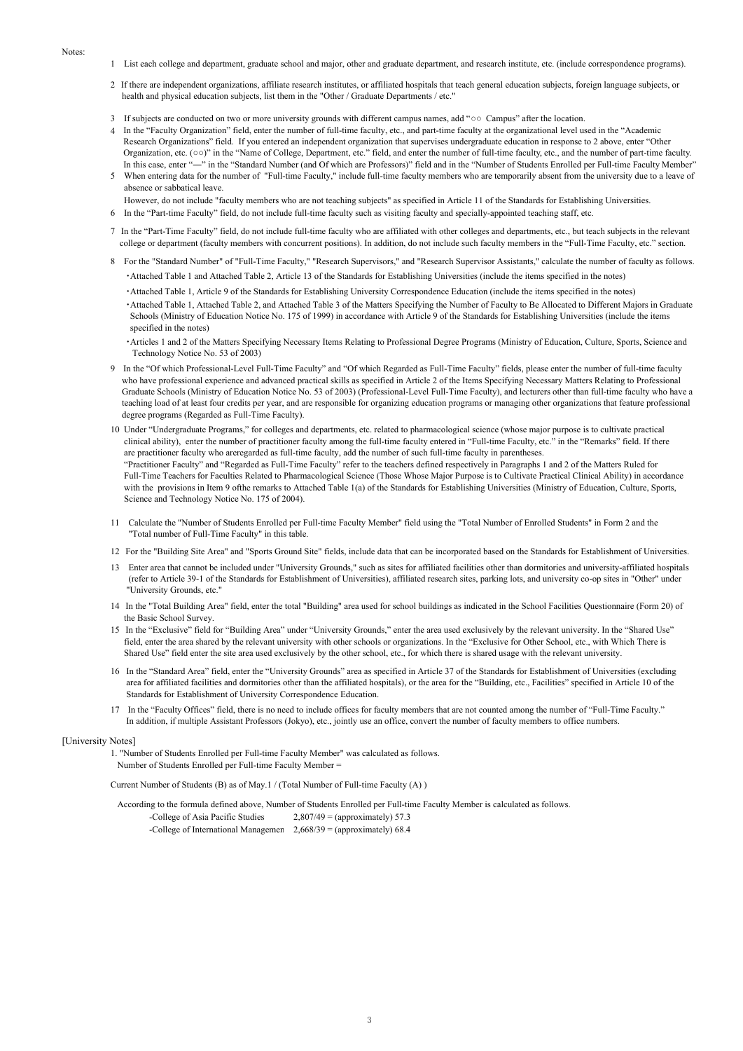Notes:

1. List each college and department, graduate school and major, other and graduate department, and research institute, etc. (include correspondence programs).
2. If there are independent organizations, affiliate research institutes, or affiliated hospitals that teach general education subjects, foreign language subjects, or health and physical education subjects, list them in the "Other / Graduate Departments / etc."
3. If subjects are conducted on two or more university grounds with different campus names, add "○○ Campus" after the location.
4. In the "Faculty Organization" field, enter the number of full-time faculty, etc., and part-time faculty at the organizational level used in the "Academic Research Organizations" field. If you entered an independent organization that supervises undergraduate education in response to 2 above, enter "Other Organization, etc. (○○)" in the "Name of College, Department, etc." field, and enter the number of full-time faculty, etc., and the number of part-time faculty. In this case, enter "—" in the "Standard Number (and Of which are Professors)" field and in the "Number of Students Enrolled per Full-time Faculty Member"
5. When entering data for the number of "Full-time Faculty," include full-time faculty members who are temporarily absent from the university due to a leave of absence or sabbatical leave.
   However, do not include "faculty members who are not teaching subjects" as specified in Article 11 of the Standards for Establishing Universities.
6. In the "Part-time Faculty" field, do not include full-time faculty such as visiting faculty and specially-appointed teaching staff, etc.
7. In the "Part-Time Faculty" field, do not include full-time faculty who are affiliated with other colleges and departments, etc., but teach subjects in the relevant college or department (faculty members with concurrent positions). In addition, do not include such faculty members in the "Full-Time Faculty, etc." section.
8. For the "Standard Number" of "Full-Time Faculty," "Research Supervisors," and "Research Supervisor Assistants," calculate the number of faculty as follows.
   - Attached Table 1 and Attached Table 2, Article 13 of the Standards for Establishing Universities (include the items specified in the notes)
   - Attached Table 1, Article 9 of the Standards for Establishing University Correspondence Education (include the items specified in the notes)
   - Attached Table 1, Attached Table 2, and Attached Table 3 of the Matters Specifying the Number of Faculty to Be Allocated to Different Majors in Graduate Schools (Ministry of Education Notice No. 175 of 1999) in accordance with Article 9 of the Standards for Establishing Universities (include the items specified in the notes)
   - Articles 1 and 2 of the Matters Specifying Necessary Items Relating to Professional Degree Programs (Ministry of Education, Culture, Sports, Science and Technology Notice No. 53 of 2003)
9. In the "Of which Professional-Level Full-Time Faculty" and "Of which Regarded as Full-Time Faculty" fields, please enter the number of full-time faculty who have professional experience and advanced practical skills as specified in Article 2 of the Items Specifying Necessary Matters Relating to Professional Graduate Schools (Ministry of Education Notice No. 53 of 2003) (Professional-Level Full-Time Faculty), and lecturers other than full-time faculty who have a teaching load of at least four credits per year, and are responsible for organizing education programs or managing other organizations that feature professional degree programs (Regarded as Full-Time Faculty).
10. Under "Undergraduate Programs," for colleges and departments, etc. related to pharmacological science (whose major purpose is to cultivate practical clinical ability), enter the number of practitioner faculty among the full-time faculty entered in "Full-time Faculty, etc." in the "Remarks" field. If there are practitioner faculty who areregarded as full-time faculty, add the number of such full-time faculty in parentheses.
    "Practitioner Faculty" and "Regarded as Full-Time Faculty" refer to the teachers defined respectively in Paragraphs 1 and 2 of the Matters Ruled for Full-Time Teachers for Faculties Related to Pharmacological Science (Those Whose Major Purpose is to Cultivate Practical Clinical Ability) in accordance with the provisions in Item 9 ofthe remarks to Attached Table 1(a) of the Standards for Establishing Universities (Ministry of Education, Culture, Sports, Science and Technology Notice No. 175 of 2004).
11. Calculate the "Number of Students Enrolled per Full-time Faculty Member" field using the "Total Number of Enrolled Students" in Form 2 and the "Total number of Full-Time Faculty" in this table.
12. For the "Building Site Area" and "Sports Ground Site" fields, include data that can be incorporated based on the Standards for Establishment of Universities.
13. Enter area that cannot be included under "University Grounds," such as sites for affiliated facilities other than dormitories and university-affiliated hospitals (refer to Article 39-1 of the Standards for Establishment of Universities), affiliated research sites, parking lots, and university co-op sites in "Other" under "University Grounds, etc."
14. In the "Total Building Area" field, enter the total "Building" area used for school buildings as indicated in the School Facilities Questionnaire (Form 20) of the Basic School Survey.
15. In the "Exclusive" field for "Building Area" under "University Grounds," enter the area used exclusively by the relevant university. In the "Shared Use" field, enter the area shared by the relevant university with other schools or organizations. In the "Exclusive for Other School, etc., with Which There is Shared Use" field enter the site area used exclusively by the other school, etc., for which there is shared usage with the relevant university.
16. In the "Standard Area" field, enter the "University Grounds" area as specified in Article 37 of the Standards for Establishment of Universities (excluding area for affiliated facilities and dormitories other than the affiliated hospitals), or the area for the "Building, etc., Facilities" specified in Article 10 of the Standards for Establishment of University Correspondence Education.
17. In the "Faculty Offices" field, there is no need to include offices for faculty members that are not counted among the number of "Full-Time Faculty." In addition, if multiple Assistant Professors (Jokyo), etc., jointly use an office, convert the number of faculty members to office numbers.

[University Notes]

1. "Number of Students Enrolled per Full-time Faculty Member" was calculated as follows.
   Number of Students Enrolled per Full-time Faculty Member =

   Current Number of Students (B) as of May.1 / (Total Number of Full-time Faculty (A) )

   According to the formula defined above, Number of Students Enrolled per Full-time Faculty Member is calculated as follows.

   -College of Asia Pacific Studies　　2,807/49 = (approximately) 57.3
   -College of International Managemen　2,668/39 = (approximately) 68.4